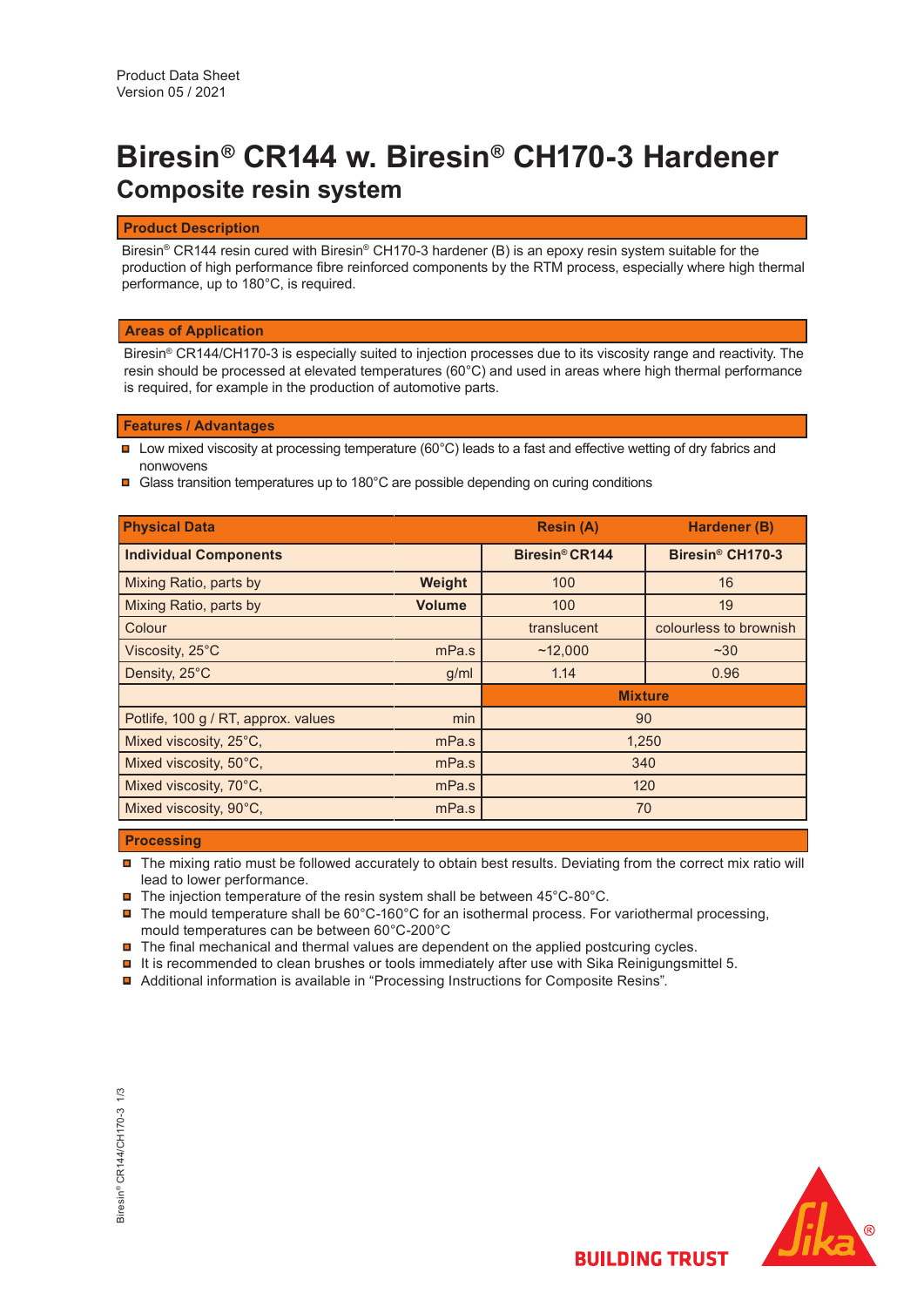Product Data Sheet
Version 05 / 2021

# Biresin® CR144 w. Biresin® CH170-3 Hardener

## Composite resin system

### Product Description

Biresin® CR144 resin cured with Biresin® CH170-3 hardener (B) is an epoxy resin system suitable for the production of high performance fibre reinforced components by the RTM process, especially where high thermal performance, up to 180°C, is required.

### Areas of Application

Biresin® CR144/CH170-3 is especially suited to injection processes due to its viscosity range and reactivity. The resin should be processed at elevated temperatures (60°C) and used in areas where high thermal performance is required, for example in the production of automotive parts.

### Features / Advantages

- Low mixed viscosity at processing temperature (60°C) leads to a fast and effective wetting of dry fabrics and nonwovens
- Glass transition temperatures up to 180°C are possible depending on curing conditions

| Physical Data | | Resin (A) | Hardener (B) |
|---|---|---|---|
| **Individual Components** | | **Biresin® CR144** | **Biresin® CH170-3** |
| Mixing Ratio, parts by | **Weight** | 100 | 16 |
| Mixing Ratio, parts by | **Volume** | 100 | 19 |
| Colour | | translucent | colourless to brownish |
| Viscosity, 25°C | mPa.s | ~12,000 | ~30 |
| Density, 25°C | g/ml | 1.14 | 0.96 |
| | | **Mixture** | |
| Potlife, 100 g / RT, approx. values | min | 90 | |
| Mixed viscosity, 25°C, | mPa.s | 1,250 | |
| Mixed viscosity, 50°C, | mPa.s | 340 | |
| Mixed viscosity, 70°C, | mPa.s | 120 | |
| Mixed viscosity, 90°C, | mPa.s | 70 | |

### Processing

- The mixing ratio must be followed accurately to obtain best results. Deviating from the correct mix ratio will lead to lower performance.
- The injection temperature of the resin system shall be between 45°C-80°C.
- The mould temperature shall be 60°C-160°C for an isothermal process. For variothermal processing, mould temperatures can be between 60°C-200°C
- The final mechanical and thermal values are dependent on the applied postcuring cycles.
- It is recommended to clean brushes or tools immediately after use with Sika Reinigungsmittel 5.
- Additional information is available in “Processing Instructions for Composite Resins”.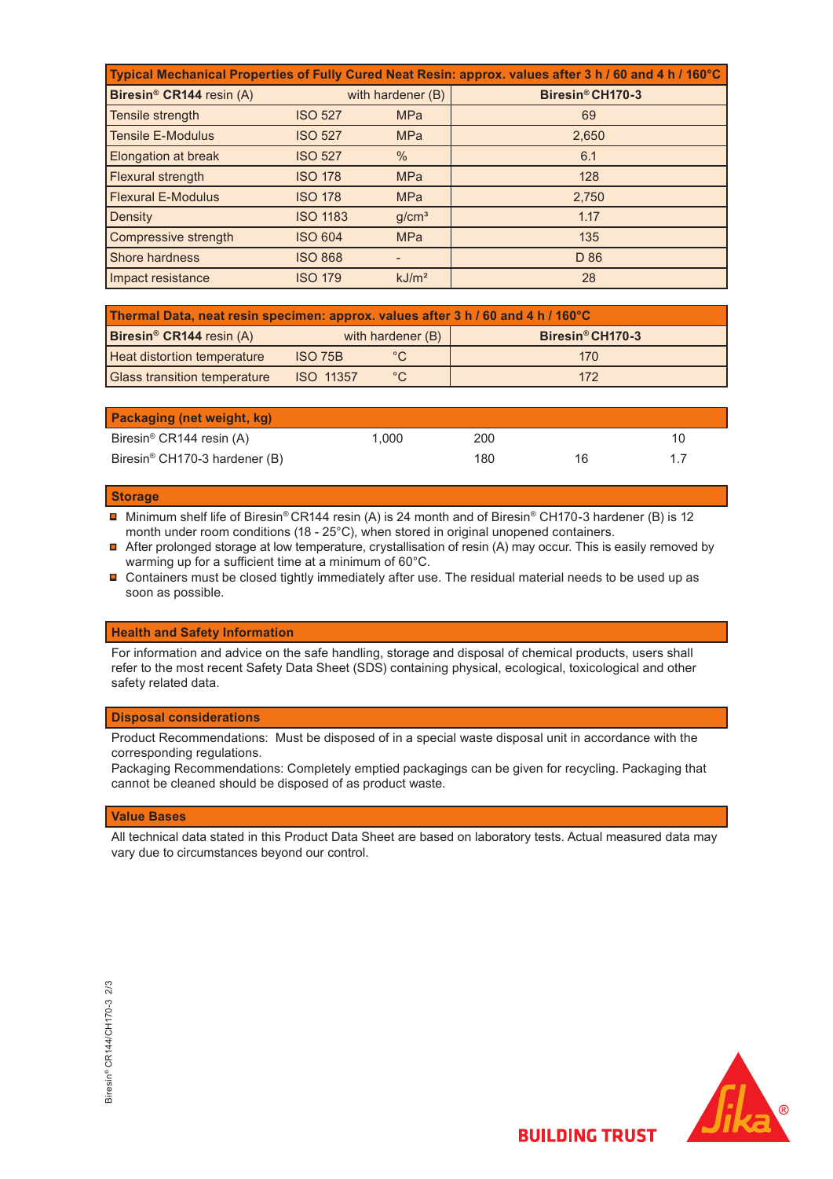| Typical Mechanical Properties of Fully Cured Neat Resin: approx. values after 3 h / 60 and 4 h / 160°C | | | |
|---|---|---|---|
| **Biresin® CR144** resin (A) | with hardener (B) | | **Biresin® CH170-3** |
| Tensile strength | ISO 527 | MPa | 69 |
| Tensile E-Modulus | ISO 527 | MPa | 2,650 |
| Elongation at break | ISO 527 | % | 6.1 |
| Flexural strength | ISO 178 | MPa | 128 |
| Flexural E-Modulus | ISO 178 | MPa | 2,750 |
| Density | ISO 1183 | g/cm³ | 1.17 |
| Compressive strength | ISO 604 | MPa | 135 |
| Shore hardness | ISO 868 | - | D 86 |
| Impact resistance | ISO 179 | kJ/m² | 28 |

| Thermal Data, neat resin specimen: approx. values after 3 h / 60 and 4 h / 160°C | | | |
|---|---|---|---|
| **Biresin® CR144** resin (A) | with hardener (B) | | **Biresin® CH170-3** |
| Heat distortion temperature | ISO 75B | °C | 170 |
| Glass transition temperature | ISO 11357 | °C | 172 |

## Packaging (net weight, kg)

| | | | | |
|---|---|---|---|---|
| Biresin® CR144 resin (A) | 1,000 | 200 | | 10 |
| Biresin® CH170-3 hardener (B) | | 180 | 16 | 1.7 |

## Storage

- Minimum shelf life of Biresin® CR144 resin (A) is 24 month and of Biresin® CH170-3 hardener (B) is 12 month under room conditions (18 - 25°C), when stored in original unopened containers.
- After prolonged storage at low temperature, crystallisation of resin (A) may occur. This is easily removed by warming up for a sufficient time at a minimum of 60°C.
- Containers must be closed tightly immediately after use. The residual material needs to be used up as soon as possible.

## Health and Safety Information

For information and advice on the safe handling, storage and disposal of chemical products, users shall refer to the most recent Safety Data Sheet (SDS) containing physical, ecological, toxicological and other safety related data.

## Disposal considerations

Product Recommendations: Must be disposed of in a special waste disposal unit in accordance with the corresponding regulations.
Packaging Recommendations: Completely emptied packagings can be given for recycling. Packaging that cannot be cleaned should be disposed of as product waste.

## Value Bases

All technical data stated in this Product Data Sheet are based on laboratory tests. Actual measured data may vary due to circumstances beyond our control.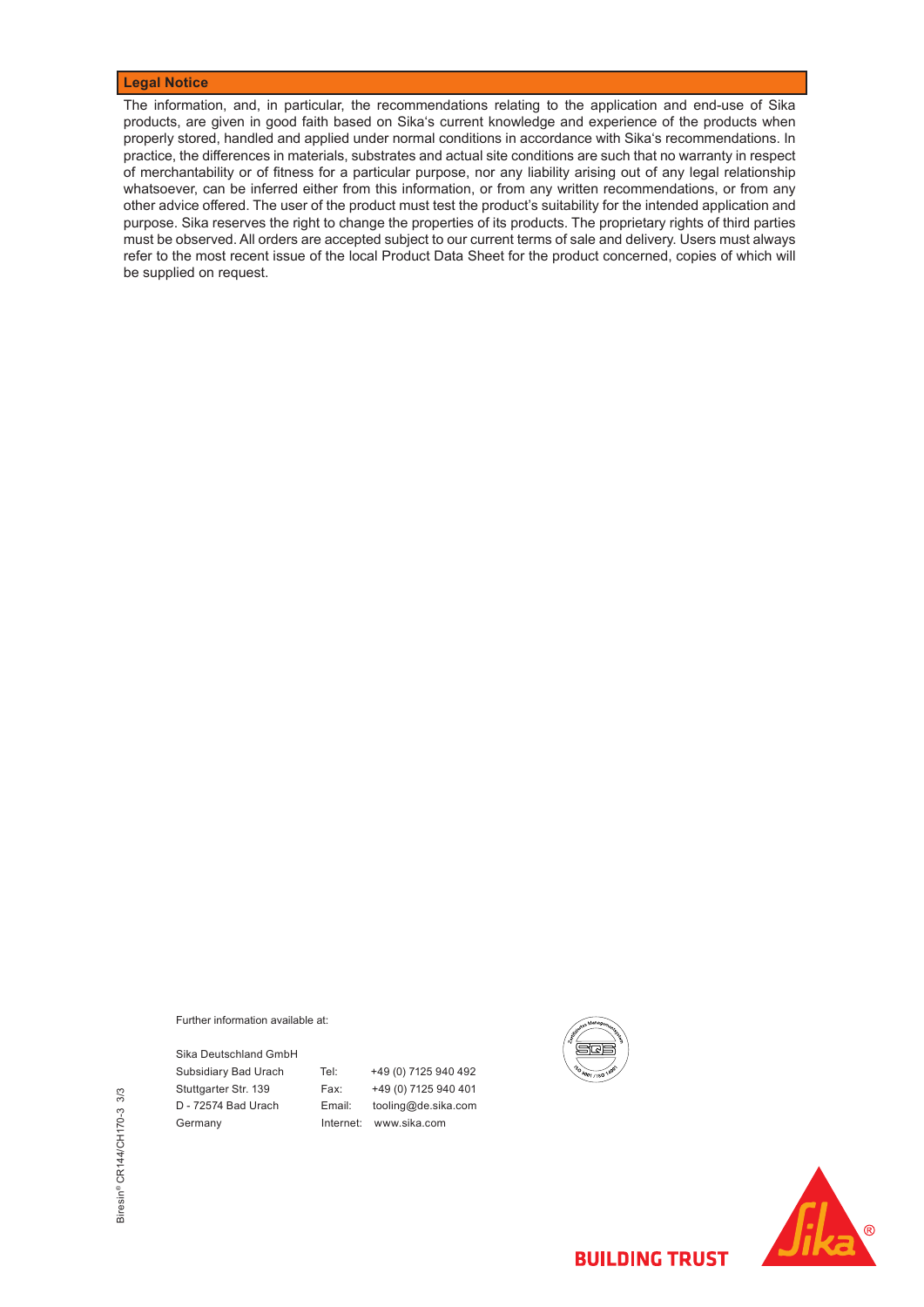## Legal Notice

The information, and, in particular, the recommendations relating to the application and end-use of Sika products, are given in good faith based on Sika's current knowledge and experience of the products when properly stored, handled and applied under normal conditions in accordance with Sika's recommendations. In practice, the differences in materials, substrates and actual site conditions are such that no warranty in respect of merchantability or of fitness for a particular purpose, nor any liability arising out of any legal relationship whatsoever, can be inferred either from this information, or from any written recommendations, or from any other advice offered. The user of the product must test the product's suitability for the intended application and purpose. Sika reserves the right to change the properties of its products. The proprietary rights of third parties must be observed. All orders are accepted subject to our current terms of sale and delivery. Users must always refer to the most recent issue of the local Product Data Sheet for the product concerned, copies of which will be supplied on request.

Further information available at:

Sika Deutschland GmbH
Subsidiary Bad Urach
Stuttgarter Str. 139
D - 72574 Bad Urach
Germany

Tel: +49 (0) 7125 940 492
Fax: +49 (0) 7125 940 401
Email: tooling@de.sika.com
Internet: www.sika.com

BUILDING TRUST